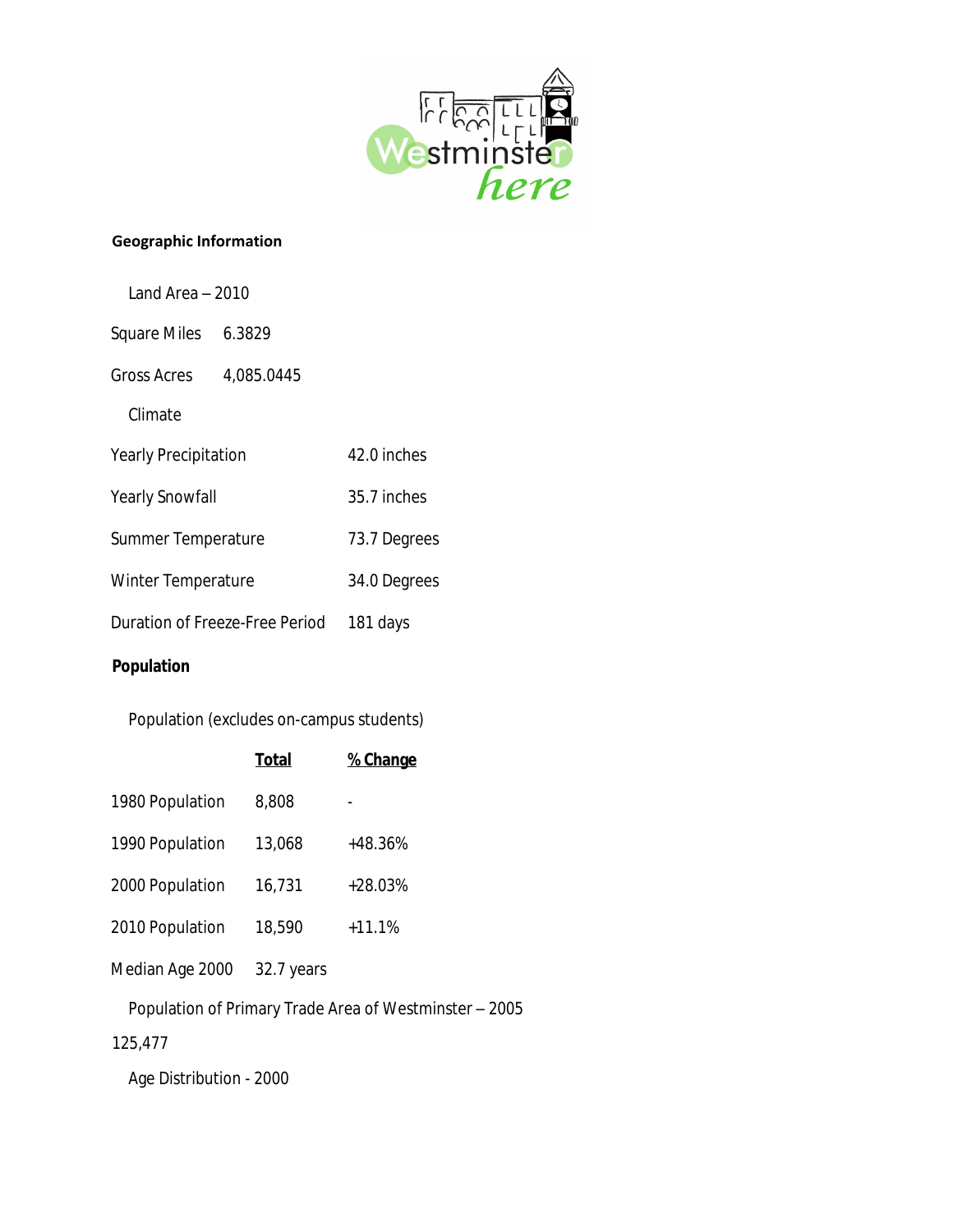## Geographic Information

Land Area – 2010

| | |
|---|---|
| Square Miles | 6.3829 |
| Gross Acres | 4,085.0445 |

Climate

| | |
|---|---|
| Yearly Precipitation | 42.0 inches |
| Yearly Snowfall | 35.7 inches |
| Summer Temperature | 73.7 Degrees |
| Winter Temperature | 34.0 Degrees |
| Duration of Freeze-Free Period | 181 days |

## Population

Population (excludes on-campus students)

| | **Total** | **% Change** |
|---|---|---|
| 1980 Population | 8,808 | - |
| 1990 Population | 13,068 | +48.36% |
| 2000 Population | 16,731 | +28.03% |
| 2010 Population | 18,590 | +11.1% |
| Median Age 2000 | 32.7 years | |

Population of Primary Trade Area of Westminster – 2005

125,477

Age Distribution - 2000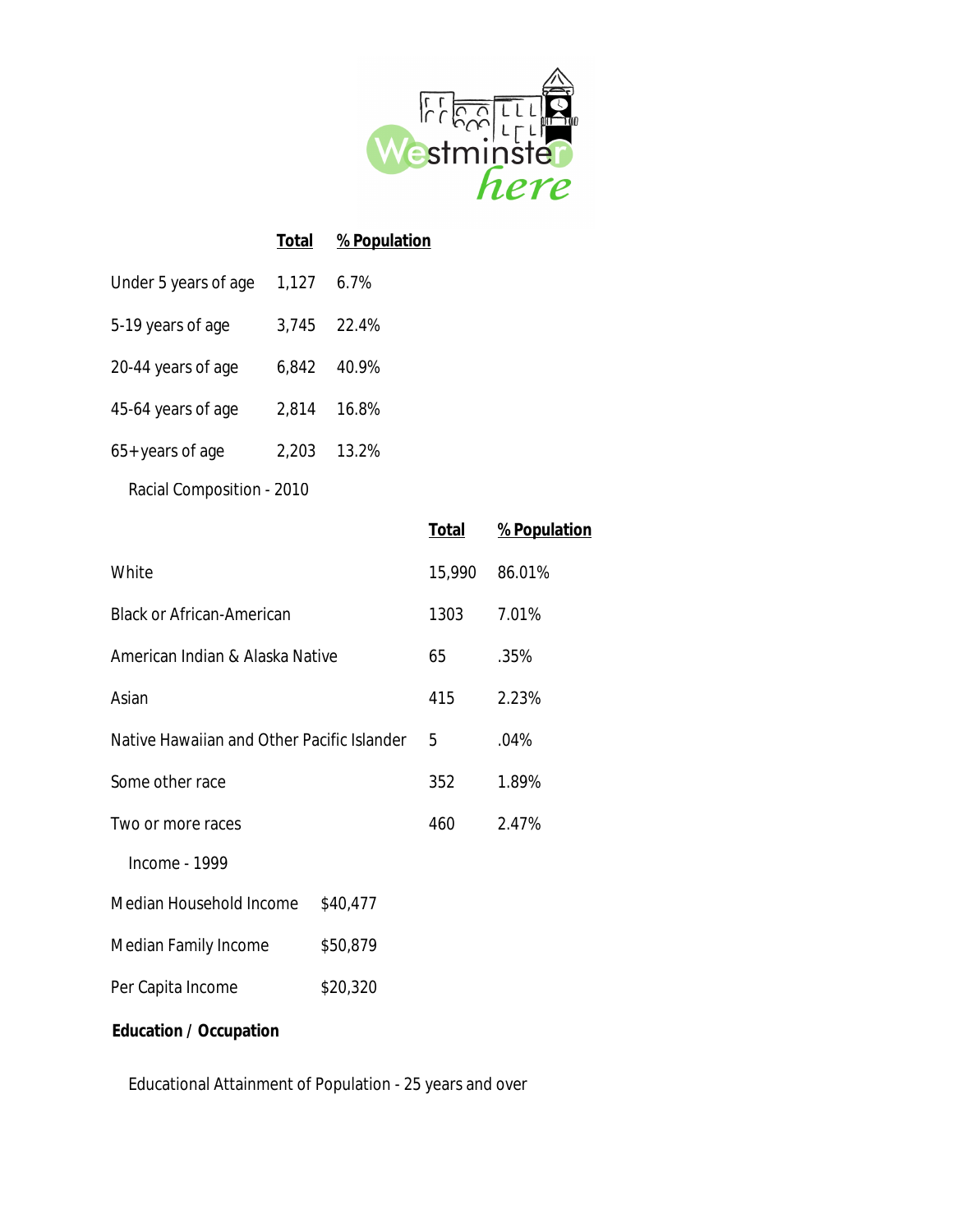| | Total | % Population |
|---|---|---|
| Under 5 years of age | 1,127 | 6.7% |
| 5-19 years of age | 3,745 | 22.4% |
| 20-44 years of age | 6,842 | 40.9% |
| 45-64 years of age | 2,814 | 16.8% |
| 65+ years of age | 2,203 | 13.2% |

Racial Composition - 2010

| | Total | % Population |
|---|---|---|
| White | 15,990 | 86.01% |
| Black or African-American | 1303 | 7.01% |
| American Indian & Alaska Native | 65 | .35% |
| Asian | 415 | 2.23% |
| Native Hawaiian and Other Pacific Islander | 5 | .04% |
| Some other race | 352 | 1.89% |
| Two or more races | 460 | 2.47% |

Income - 1999

| | |
|---|---|
| Median Household Income | $40,477 |
| Median Family Income | $50,879 |
| Per Capita Income | $20,320 |

**Education / Occupation**

Educational Attainment of Population - 25 years and over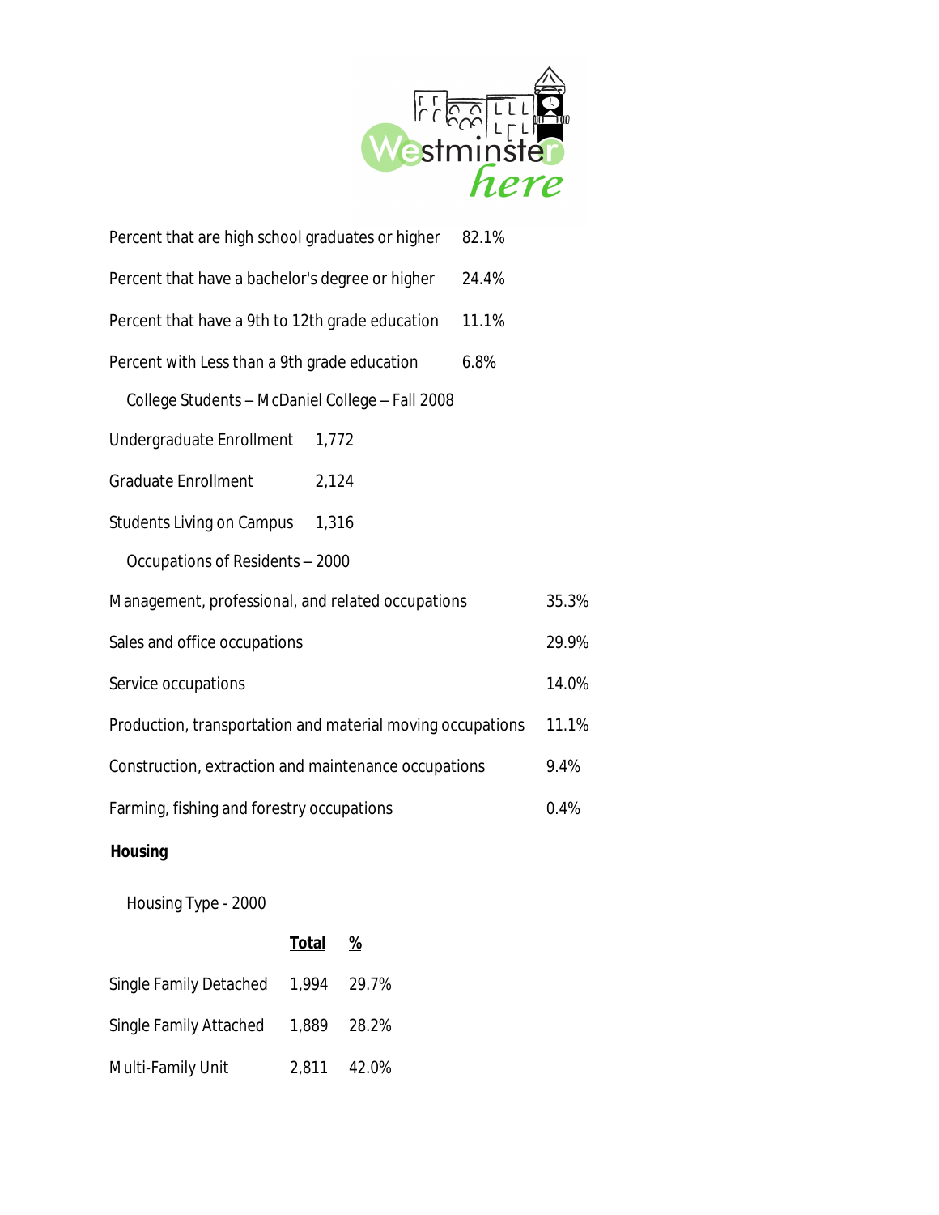| | |
|---|---|
| Percent that are high school graduates or higher | 82.1% |
| Percent that have a bachelor's degree or higher | 24.4% |
| Percent that have a 9th to 12th grade education | 11.1% |
| Percent with Less than a 9th grade education | 6.8% |

College Students – McDaniel College – Fall 2008

| | |
|---|---|
| Undergraduate Enrollment | 1,772 |
| Graduate Enrollment | 2,124 |
| Students Living on Campus | 1,316 |

Occupations of Residents – 2000

| | |
|---|---|
| Management, professional, and related occupations | 35.3% |
| Sales and office occupations | 29.9% |
| Service occupations | 14.0% |
| Production, transportation and material moving occupations | 11.1% |
| Construction, extraction and maintenance occupations | 9.4% |
| Farming, fishing and forestry occupations | 0.4% |

**Housing**

Housing Type - 2000

| | Total | % |
|---|---|---|
| Single Family Detached | 1,994 | 29.7% |
| Single Family Attached | 1,889 | 28.2% |
| Multi-Family Unit | 2,811 | 42.0% |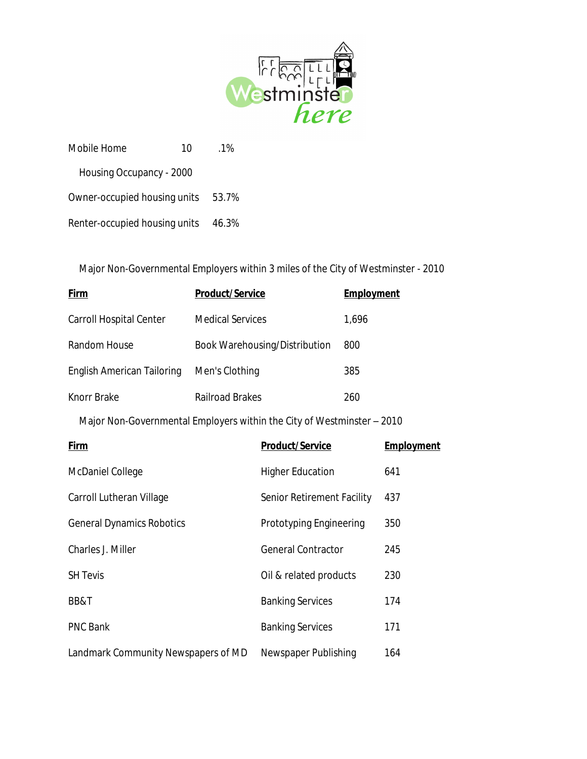| Mobile Home | 10 | .1% |
|---|---|---|

Housing Occupancy - 2000

| Owner-occupied housing units | 53.7% |
|---|---|
| Renter-occupied housing units | 46.3% |

Major Non-Governmental Employers within 3 miles of the City of Westminster - 2010

| Firm | Product/Service | Employment |
|---|---|---|
| Carroll Hospital Center | Medical Services | 1,696 |
| Random House | Book Warehousing/Distribution | 800 |
| English American Tailoring | Men's Clothing | 385 |
| Knorr Brake | Railroad Brakes | 260 |

Major Non-Governmental Employers within the City of Westminster – 2010

| Firm | Product/Service | Employment |
|---|---|---|
| McDaniel College | Higher Education | 641 |
| Carroll Lutheran Village | Senior Retirement Facility | 437 |
| General Dynamics Robotics | Prototyping Engineering | 350 |
| Charles J. Miller | General Contractor | 245 |
| SH Tevis | Oil & related products | 230 |
| BB&T | Banking Services | 174 |
| PNC Bank | Banking Services | 171 |
| Landmark Community Newspapers of MD | Newspaper Publishing | 164 |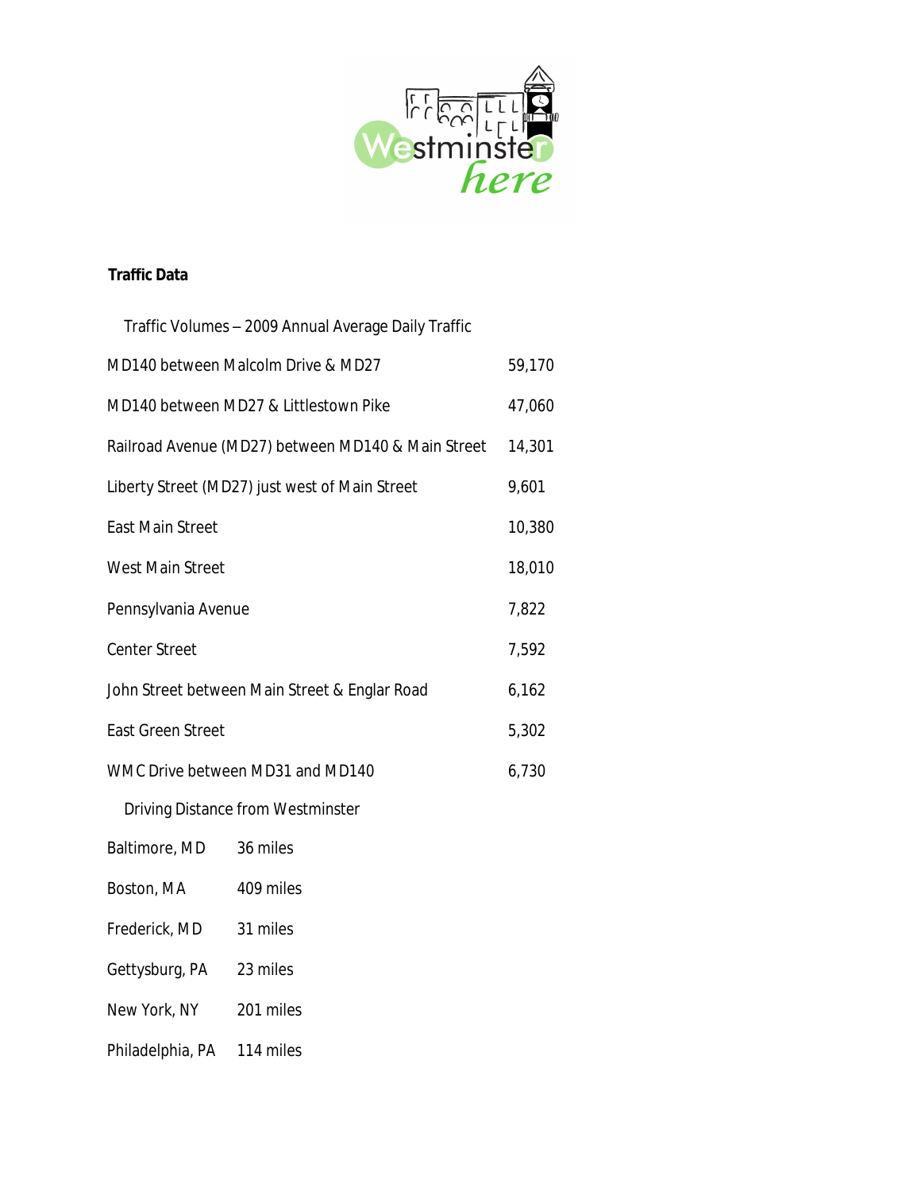**Traffic Data**

Traffic Volumes – 2009 Annual Average Daily Traffic

| Location | Volume |
|---|---|
| MD140 between Malcolm Drive & MD27 | 59,170 |
| MD140 between MD27 & Littlestown Pike | 47,060 |
| Railroad Avenue (MD27) between MD140 & Main Street | 14,301 |
| Liberty Street (MD27) just west of Main Street | 9,601 |
| East Main Street | 10,380 |
| West Main Street | 18,010 |
| Pennsylvania Avenue | 7,822 |
| Center Street | 7,592 |
| John Street between Main Street & Englar Road | 6,162 |
| East Green Street | 5,302 |
| WMC Drive between MD31 and MD140 | 6,730 |

Driving Distance from Westminster

| City | Distance |
|---|---|
| Baltimore, MD | 36 miles |
| Boston, MA | 409 miles |
| Frederick, MD | 31 miles |
| Gettysburg, PA | 23 miles |
| New York, NY | 201 miles |
| Philadelphia, PA | 114 miles |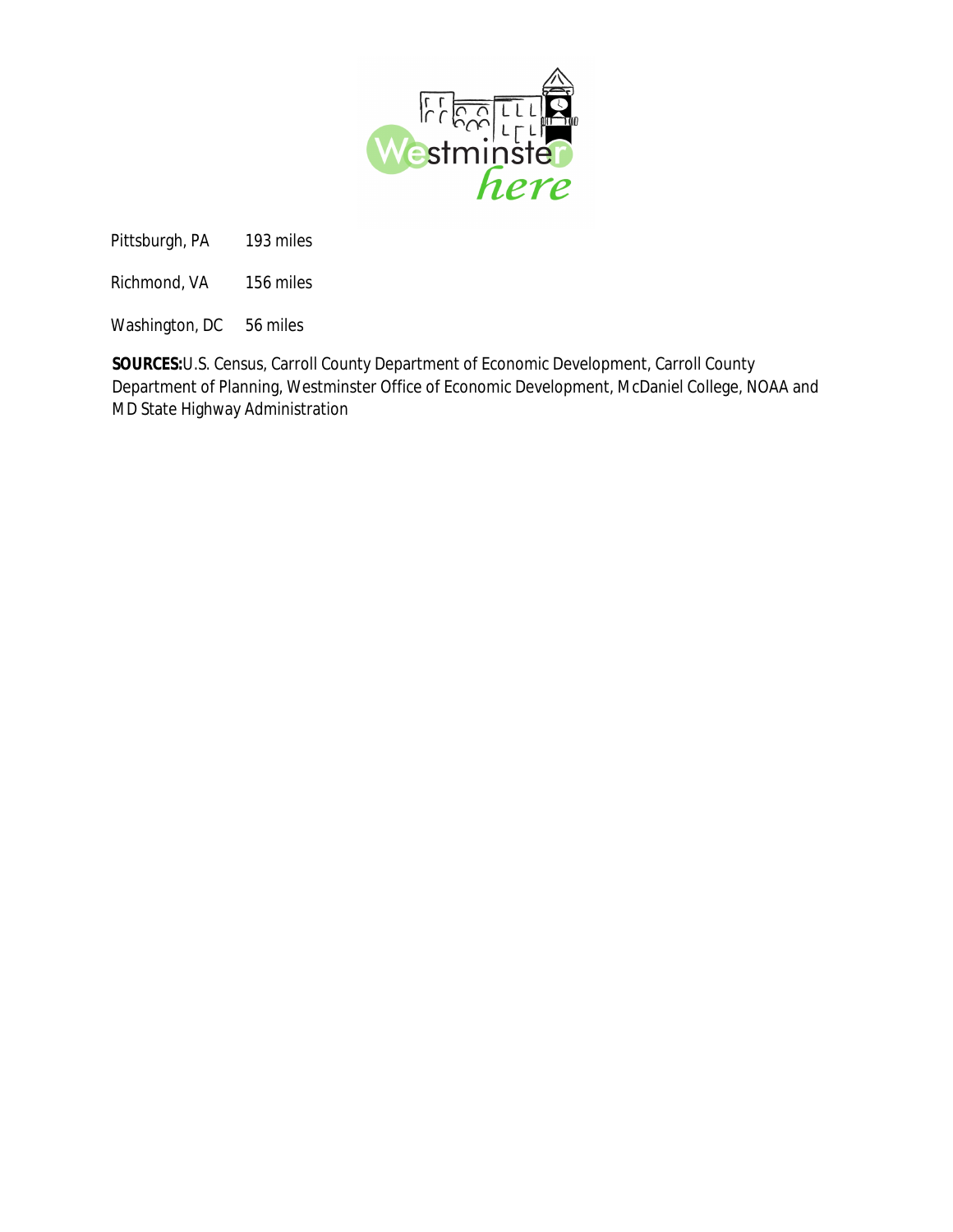| | |
|---|---|
| Pittsburgh, PA | 193 miles |
| Richmond, VA | 156 miles |
| Washington, DC | 56 miles |

**SOURCES:**U.S. Census, Carroll County Department of Economic Development, Carroll County Department of Planning, Westminster Office of Economic Development, McDaniel College, NOAA and MD State Highway Administration